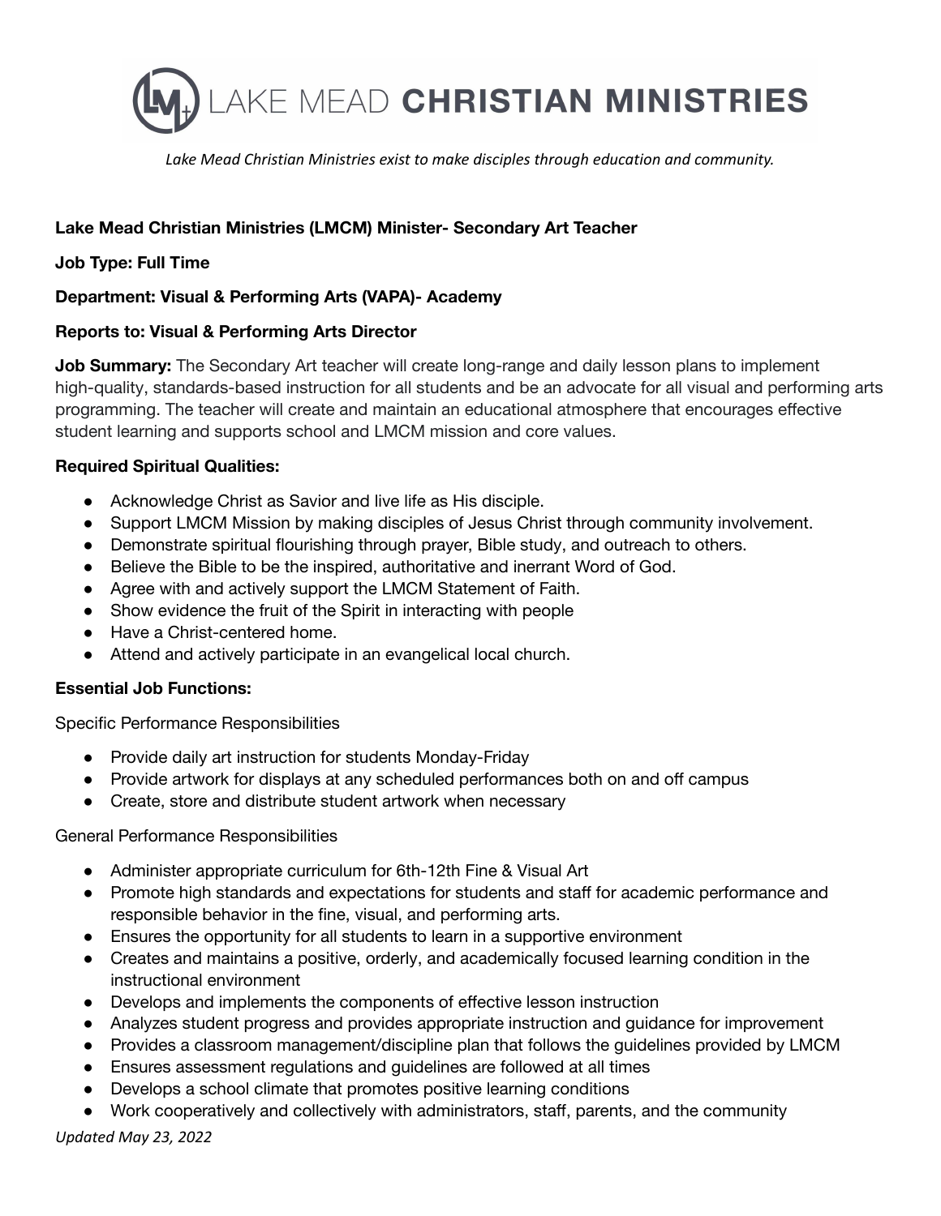# LAKE MEAD CHRISTIAN MINISTRIES

*Lake Mead Christian Ministries exist to make disciples through education and community.*

**Lake Mead Christian Ministries (LMCM) Minister- Secondary Art Teacher**

**Job Type: Full Time**

**Department: Visual & Performing Arts (VAPA)- Academy**

**Reports to: Visual & Performing Arts Director**

**Job Summary:** The Secondary Art teacher will create long-range and daily lesson plans to implement high-quality, standards-based instruction for all students and be an advocate for all visual and performing arts programming. The teacher will create and maintain an educational atmosphere that encourages effective student learning and supports school and LMCM mission and core values.

**Required Spiritual Qualities:**

- Acknowledge Christ as Savior and live life as His disciple.
- Support LMCM Mission by making disciples of Jesus Christ through community involvement.
- Demonstrate spiritual flourishing through prayer, Bible study, and outreach to others.
- Believe the Bible to be the inspired, authoritative and inerrant Word of God.
- Agree with and actively support the LMCM Statement of Faith.
- Show evidence the fruit of the Spirit in interacting with people
- Have a Christ-centered home.
- Attend and actively participate in an evangelical local church.

**Essential Job Functions:**

Specific Performance Responsibilities

- Provide daily art instruction for students Monday-Friday
- Provide artwork for displays at any scheduled performances both on and off campus
- Create, store and distribute student artwork when necessary

General Performance Responsibilities

- Administer appropriate curriculum for 6th-12th Fine & Visual Art
- Promote high standards and expectations for students and staff for academic performance and responsible behavior in the fine, visual, and performing arts.
- Ensures the opportunity for all students to learn in a supportive environment
- Creates and maintains a positive, orderly, and academically focused learning condition in the instructional environment
- Develops and implements the components of effective lesson instruction
- Analyzes student progress and provides appropriate instruction and guidance for improvement
- Provides a classroom management/discipline plan that follows the guidelines provided by LMCM
- Ensures assessment regulations and guidelines are followed at all times
- Develops a school climate that promotes positive learning conditions
- Work cooperatively and collectively with administrators, staff, parents, and the community

*Updated May 23, 2022*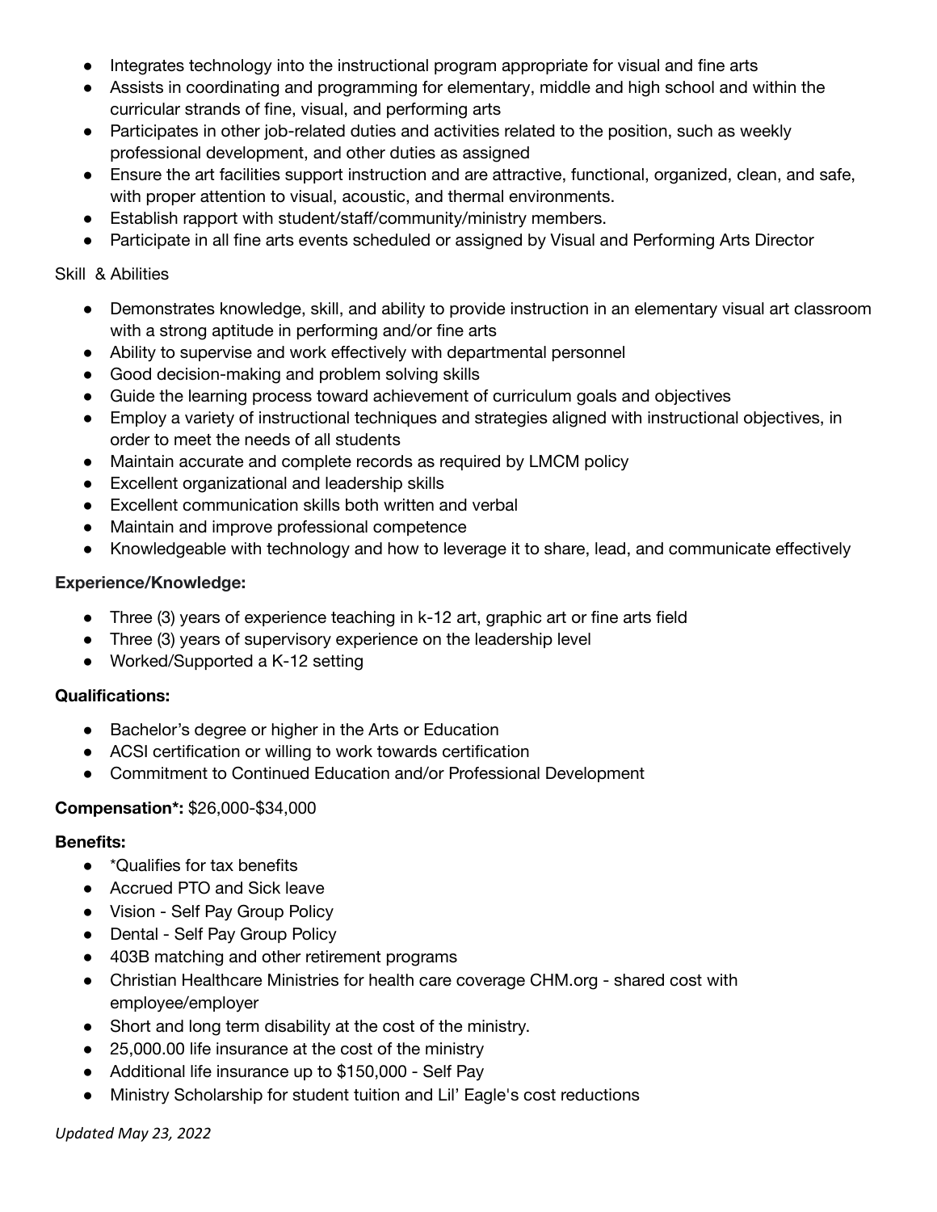- Integrates technology into the instructional program appropriate for visual and fine arts
- Assists in coordinating and programming for elementary, middle and high school and within the curricular strands of fine, visual, and performing arts
- Participates in other job-related duties and activities related to the position, such as weekly professional development, and other duties as assigned
- Ensure the art facilities support instruction and are attractive, functional, organized, clean, and safe, with proper attention to visual, acoustic, and thermal environments.
- Establish rapport with student/staff/community/ministry members.
- Participate in all fine arts events scheduled or assigned by Visual and Performing Arts Director

Skill & Abilities

- Demonstrates knowledge, skill, and ability to provide instruction in an elementary visual art classroom with a strong aptitude in performing and/or fine arts
- Ability to supervise and work effectively with departmental personnel
- Good decision-making and problem solving skills
- Guide the learning process toward achievement of curriculum goals and objectives
- Employ a variety of instructional techniques and strategies aligned with instructional objectives, in order to meet the needs of all students
- Maintain accurate and complete records as required by LMCM policy
- Excellent organizational and leadership skills
- Excellent communication skills both written and verbal
- Maintain and improve professional competence
- Knowledgeable with technology and how to leverage it to share, lead, and communicate effectively

**Experience/Knowledge:**

- Three (3) years of experience teaching in k-12 art, graphic art or fine arts field
- Three (3) years of supervisory experience on the leadership level
- Worked/Supported a K-12 setting

**Qualifications:**

- Bachelor's degree or higher in the Arts or Education
- ACSI certification or willing to work towards certification
- Commitment to Continued Education and/or Professional Development

**Compensation*:** $26,000-$34,000

**Benefits:**

- *Qualifies for tax benefits
- Accrued PTO and Sick leave
- Vision - Self Pay Group Policy
- Dental - Self Pay Group Policy
- 403B matching and other retirement programs
- Christian Healthcare Ministries for health care coverage CHM.org - shared cost with employee/employer
- Short and long term disability at the cost of the ministry.
- 25,000.00 life insurance at the cost of the ministry
- Additional life insurance up to $150,000 - Self Pay
- Ministry Scholarship for student tuition and Lil' Eagle's cost reductions

*Updated May 23, 2022*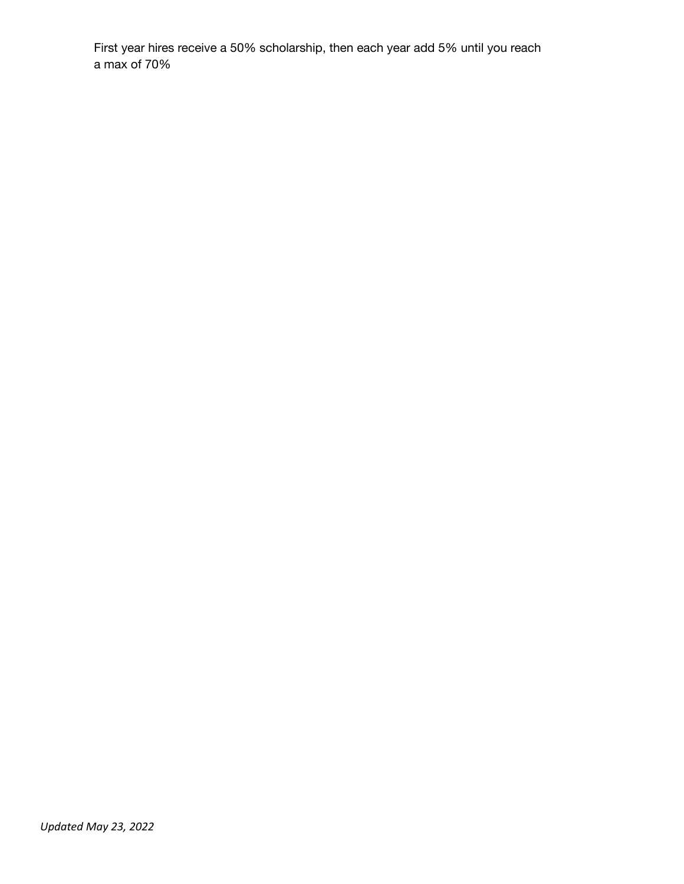First year hires receive a 50% scholarship, then each year add 5% until you reach a max of 70%

*Updated May 23, 2022*